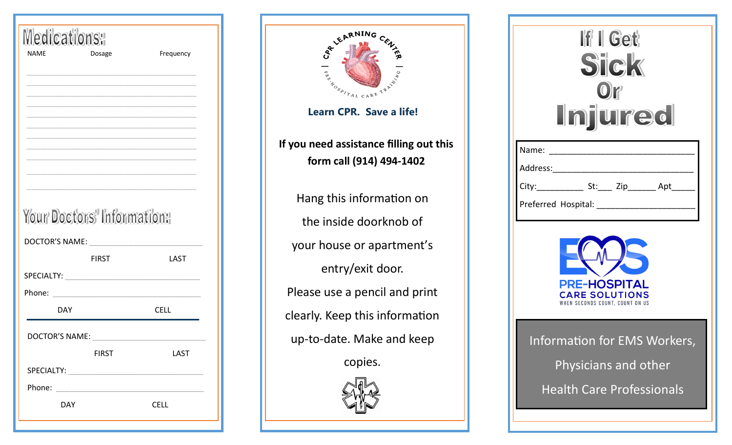## Medications:

NAME Dosage Frequency

______________________________________________

______________________________________________

______________________________________________

______________________________________________

______________________________________________

______________________________________________

______________________________________________

______________________________________________

______________________________________________

______________________________________________

______________________________________________

## Your Doctors' Information:

DOCTOR'S NAME: ______________________________

FIRST LAST

SPECIALTY: ______________________________

Phone: ______________________________

DAY CELL

---

DOCTOR'S NAME: ______________________________

FIRST LAST

SPECIALTY: ______________________________

Phone: ______________________________

DAY CELL

CPR LEARNING CENTER

PRE-HOSPITAL CARE TRAINING

**Learn CPR. Save a life!**

**If you need assistance filling out this form call (914) 494-1402**

Hang this information on the inside doorknob of your house or apartment's entry/exit door.

Please use a pencil and print clearly. Keep this information up-to-date. Make and keep copies.

# If I Get Sick Or Injured

Name: ______________________________

Address: ______________________________

City:__________ St:___ Zip______ Apt_____

Preferred Hospital: ______________________

EMS

PRE-HOSPITAL CARE SOLUTIONS

WHEN SECONDS COUNT, COUNT ON US

Information for EMS Workers, Physicians and other Health Care Professionals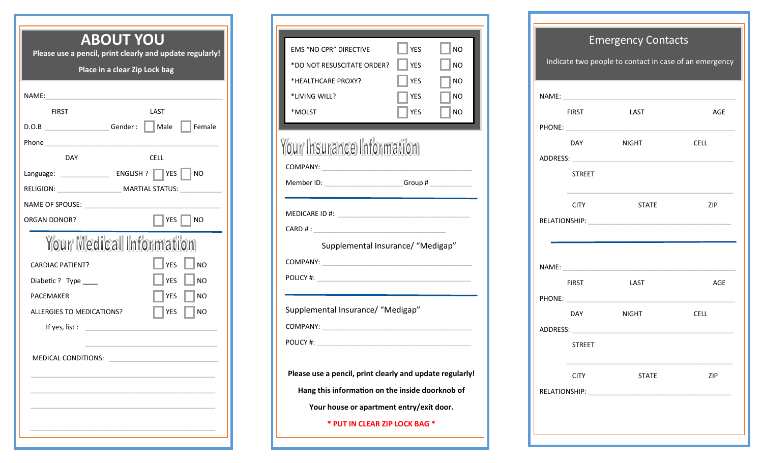# ABOUT YOU

**Please use a pencil, print clearly and update regularly!**

**Place in a clear Zip Lock bag**

NAME: ______________________________________________

FIRST LAST

D.O.B _______________ Gender : ☐ Male ☐ Female

Phone ______________________________________________

DAY CELL

Language: ____________ ENGLISH ? ☐ YES ☐ NO

RELIGION: ______________ MARTIAL STATUS: __________

NAME OF SPOUSE: ______________________________________

ORGAN DONOR? ☐ YES ☐ NO

## Your Medical Information

CARDIAC PATIENT? ☐ YES ☐ NO

Diabetic ? Type ____ ☐ YES ☐ NO

PACEMAKER ☐ YES ☐ NO

ALLERGIES TO MEDICATIONS? ☐ YES ☐ NO

If yes, list : ______________________________

______________________________

MEDICAL CONDITIONS: ______________________________

______________________________________________

______________________________________________

______________________________________________

______________________________________________

| | | |
|---|---|---|
| EMS "NO CPR" DIRECTIVE | ☐ YES | ☐ NO |
| *DO NOT RESUSCITATE ORDER? | ☐ YES | ☐ NO |
| *HEALTHCARE PROXY? | ☐ YES | ☐ NO |
| *LIVING WILL? | ☐ YES | ☐ NO |
| *MOLST | ☐ YES | ☐ NO |

## Your Insurance Information

COMPANY: ______________________________________

Member ID: ____________________ Group # __________

MEDICARE ID #: ______________________________

CARD # : ______________________________

Supplemental Insurance/ "Medigap"

COMPANY: ______________________________________

POLICY #: ______________________________________

Supplemental Insurance/ "Medigap"

COMPANY: ______________________________________

POLICY #: ______________________________________

**Please use a pencil, print clearly and update regularly!**

**Hang this information on the inside doorknob of**

**Your house or apartment entry/exit door.**

**\* PUT IN CLEAR ZIP LOCK BAG \***

# Emergency Contacts

Indicate two people to contact in case of an emergency

NAME: ______________________________________________

FIRST LAST AGE

PHONE: ______________________________________________

DAY NIGHT CELL

ADDRESS: ______________________________________________

STREET

______________________________________________

CITY STATE ZIP

RELATIONSHIP: ______________________________________

NAME: ______________________________________________

FIRST LAST AGE

PHONE: ______________________________________________

DAY NIGHT CELL

ADDRESS: ______________________________________________

STREET

______________________________________________

CITY STATE ZIP

RELATIONSHIP: ______________________________________